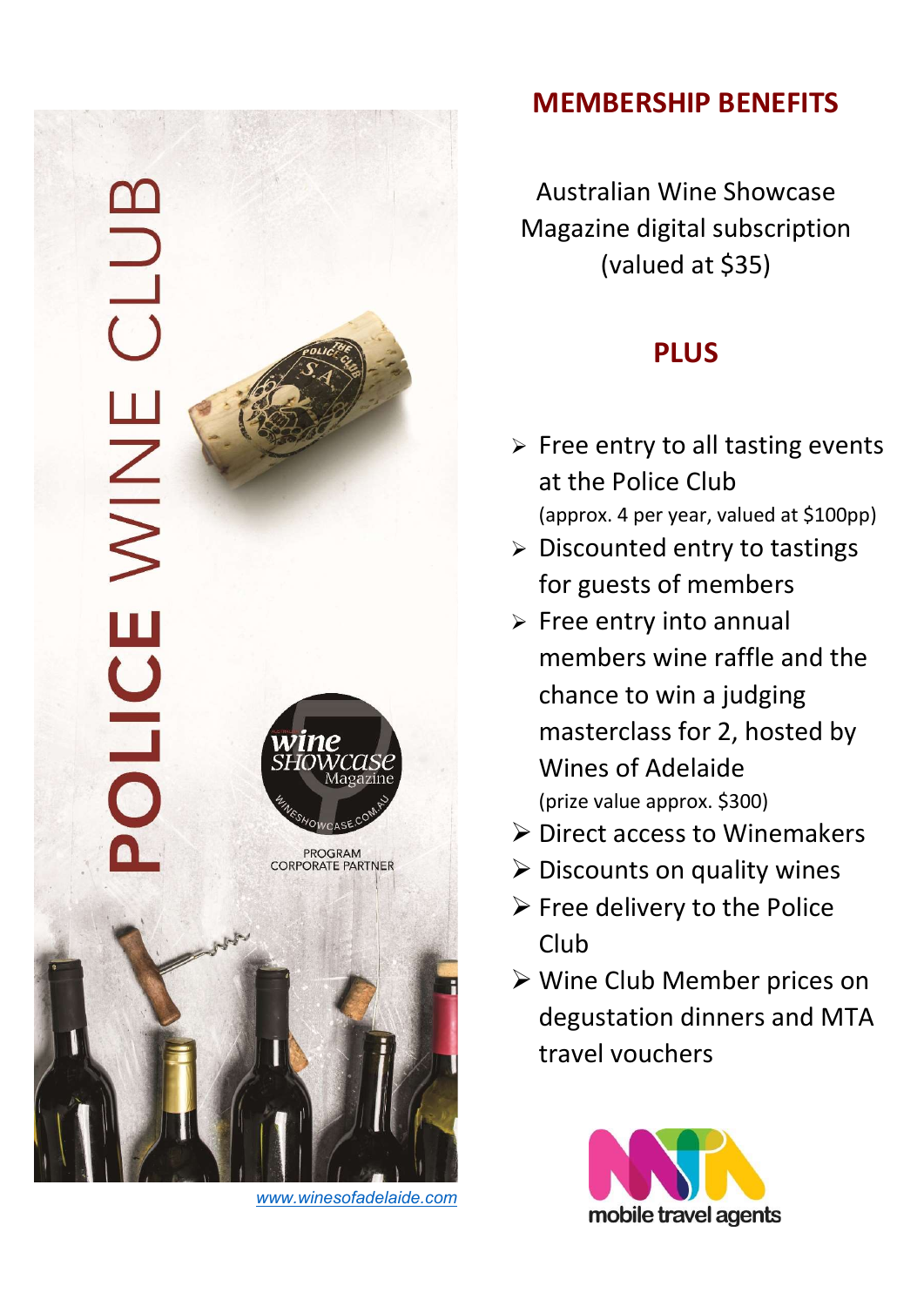POLICE WINE CLUB

PROGRAM CORPORATE PARTNER

www.winesofadelaide.com

## MEMBERSHIP BENEFITS

Australian Wine Showcase Magazine digital subscription (valued at $35)

### PLUS

- Free entry to all tasting events at the Police Club (approx. 4 per year, valued at $100pp)
- Discounted entry to tastings for guests of members
- Free entry into annual members wine raffle and the chance to win a judging masterclass for 2, hosted by Wines of Adelaide (prize value approx. $300)
- Direct access to Winemakers
- Discounts on quality wines
- Free delivery to the Police Club
- Wine Club Member prices on degustation dinners and MTA travel vouchers

mobile travel agents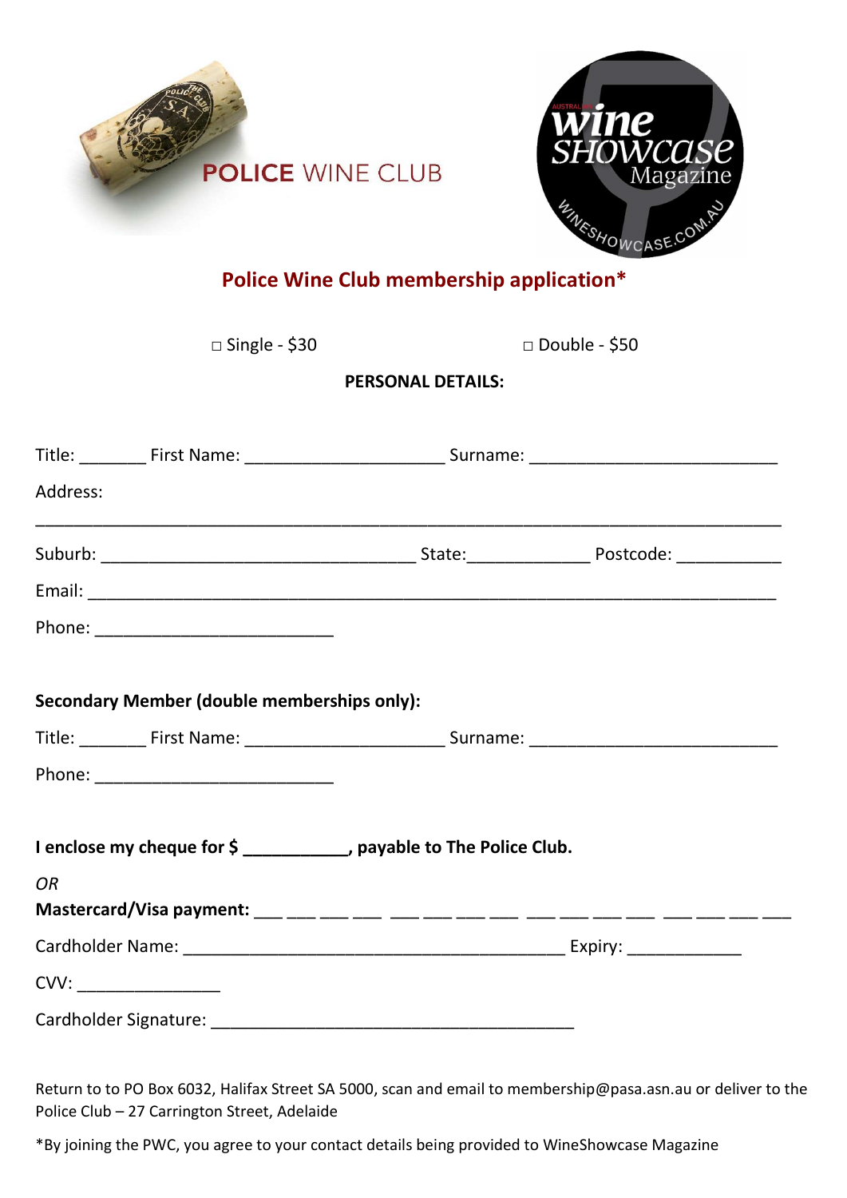POLICE WINE CLUB

# Police Wine Club membership application*

□ Single - $30 □ Double - $50

**PERSONAL DETAILS:**

Title: _______ First Name: ____________________ Surname: _________________________

Address:

__________________________________________________________________________

Suburb: ________________________________ State:____________ Postcode: ___________

Email: ______________________________________________________________________

Phone: ________________________

**Secondary Member (double memberships only):**

Title: _______ First Name: ____________________ Surname: _________________________

Phone: ________________________

**I enclose my cheque for $ __________, payable to The Police Club.**

*OR*

**Mastercard/Visa payment:** ___ ___ ___ ___ ___ ___ ___ ___ ___ ___ ___ ___ ___ ___ ___ ___

Cardholder Name: ______________________________________ Expiry: ___________

CVV: ______________

Cardholder Signature: _____________________________________

Return to to PO Box 6032, Halifax Street SA 5000, scan and email to membership@pasa.asn.au or deliver to the Police Club – 27 Carrington Street, Adelaide

*By joining the PWC, you agree to your contact details being provided to WineShowcase Magazine